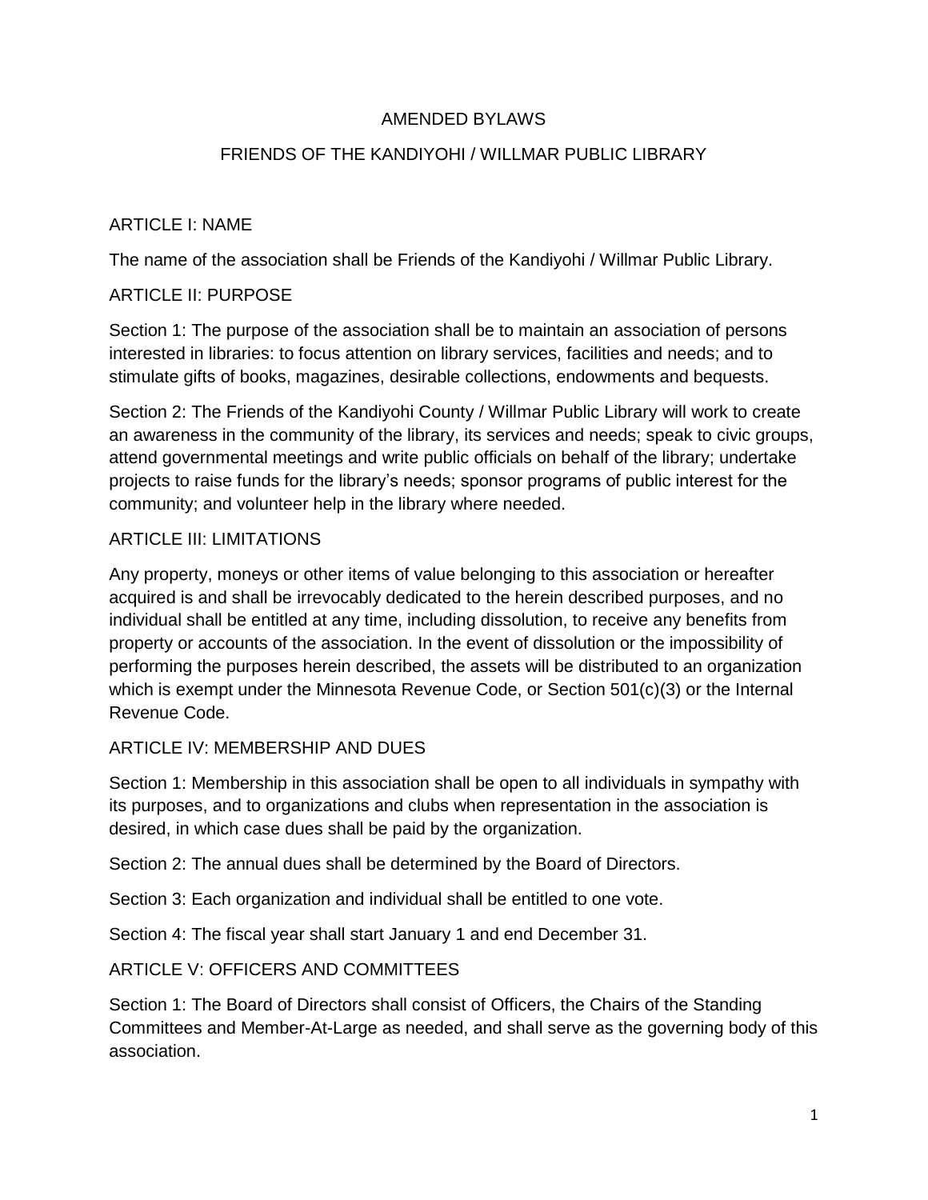# AMENDED BYLAWS

# FRIENDS OF THE KANDIYOHI / WILLMAR PUBLIC LIBRARY

## ARTICLE I: NAME

The name of the association shall be Friends of the Kandiyohi / Willmar Public Library.

## ARTICLE II: PURPOSE

Section 1: The purpose of the association shall be to maintain an association of persons interested in libraries: to focus attention on library services, facilities and needs; and to stimulate gifts of books, magazines, desirable collections, endowments and bequests.

Section 2: The Friends of the Kandiyohi County / Willmar Public Library will work to create an awareness in the community of the library, its services and needs; speak to civic groups, attend governmental meetings and write public officials on behalf of the library; undertake projects to raise funds for the library's needs; sponsor programs of public interest for the community; and volunteer help in the library where needed.

## ARTICLE III: LIMITATIONS

Any property, moneys or other items of value belonging to this association or hereafter acquired is and shall be irrevocably dedicated to the herein described purposes, and no individual shall be entitled at any time, including dissolution, to receive any benefits from property or accounts of the association. In the event of dissolution or the impossibility of performing the purposes herein described, the assets will be distributed to an organization which is exempt under the Minnesota Revenue Code, or Section 501(c)(3) or the Internal Revenue Code.

## ARTICLE IV: MEMBERSHIP AND DUES

Section 1: Membership in this association shall be open to all individuals in sympathy with its purposes, and to organizations and clubs when representation in the association is desired, in which case dues shall be paid by the organization.

Section 2: The annual dues shall be determined by the Board of Directors.

Section 3: Each organization and individual shall be entitled to one vote.

Section 4: The fiscal year shall start January 1 and end December 31.

## ARTICLE V: OFFICERS AND COMMITTEES

Section 1: The Board of Directors shall consist of Officers, the Chairs of the Standing Committees and Member-At-Large as needed, and shall serve as the governing body of this association.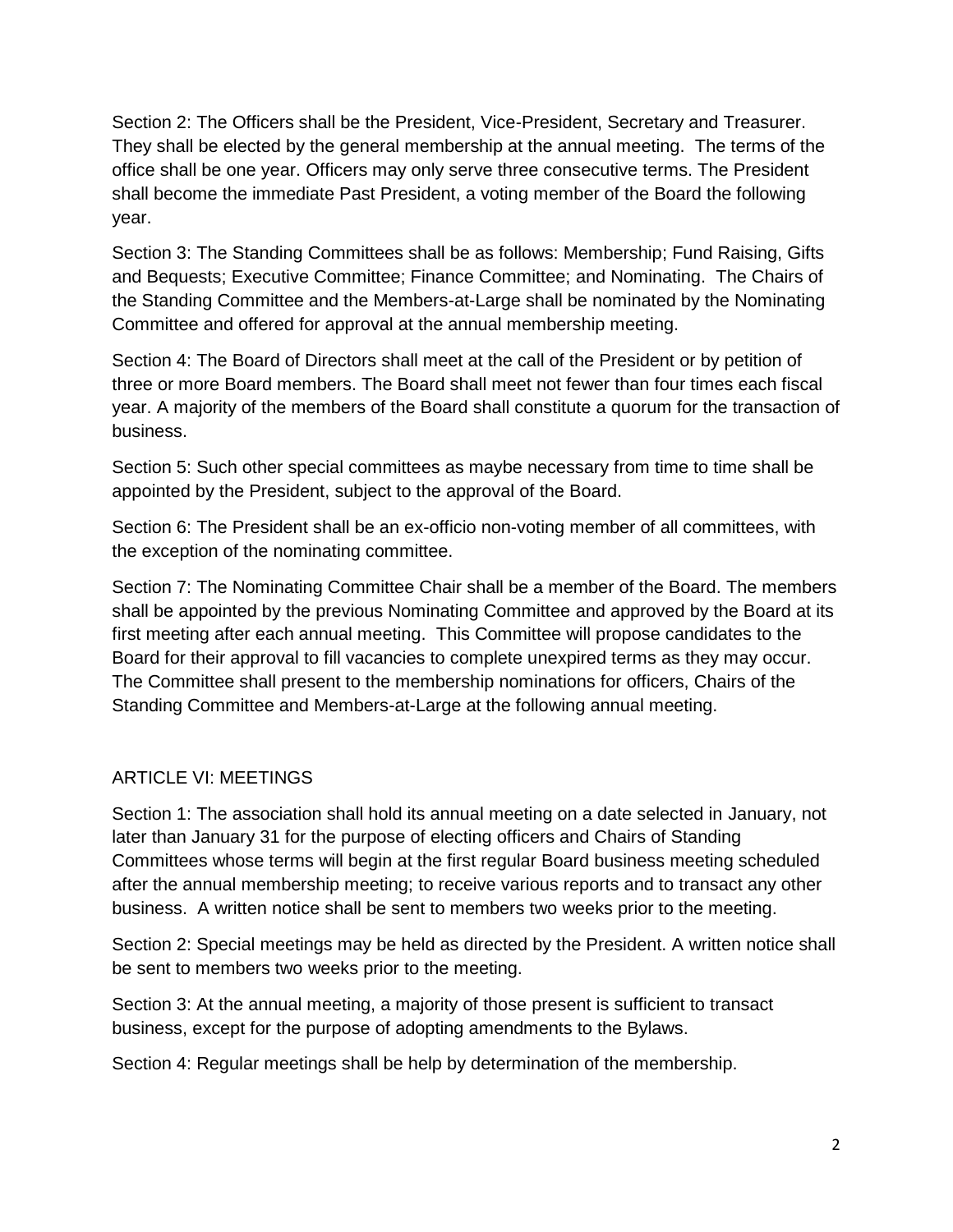Section 2: The Officers shall be the President, Vice-President, Secretary and Treasurer. They shall be elected by the general membership at the annual meeting. The terms of the office shall be one year. Officers may only serve three consecutive terms. The President shall become the immediate Past President, a voting member of the Board the following year.

Section 3: The Standing Committees shall be as follows: Membership; Fund Raising, Gifts and Bequests; Executive Committee; Finance Committee; and Nominating. The Chairs of the Standing Committee and the Members-at-Large shall be nominated by the Nominating Committee and offered for approval at the annual membership meeting.

Section 4: The Board of Directors shall meet at the call of the President or by petition of three or more Board members. The Board shall meet not fewer than four times each fiscal year. A majority of the members of the Board shall constitute a quorum for the transaction of business.

Section 5: Such other special committees as maybe necessary from time to time shall be appointed by the President, subject to the approval of the Board.

Section 6: The President shall be an ex-officio non-voting member of all committees, with the exception of the nominating committee.

Section 7: The Nominating Committee Chair shall be a member of the Board. The members shall be appointed by the previous Nominating Committee and approved by the Board at its first meeting after each annual meeting. This Committee will propose candidates to the Board for their approval to fill vacancies to complete unexpired terms as they may occur. The Committee shall present to the membership nominations for officers, Chairs of the Standing Committee and Members-at-Large at the following annual meeting.

## ARTICLE VI: MEETINGS

Section 1: The association shall hold its annual meeting on a date selected in January, not later than January 31 for the purpose of electing officers and Chairs of Standing Committees whose terms will begin at the first regular Board business meeting scheduled after the annual membership meeting; to receive various reports and to transact any other business. A written notice shall be sent to members two weeks prior to the meeting.

Section 2: Special meetings may be held as directed by the President. A written notice shall be sent to members two weeks prior to the meeting.

Section 3: At the annual meeting, a majority of those present is sufficient to transact business, except for the purpose of adopting amendments to the Bylaws.

Section 4: Regular meetings shall be help by determination of the membership.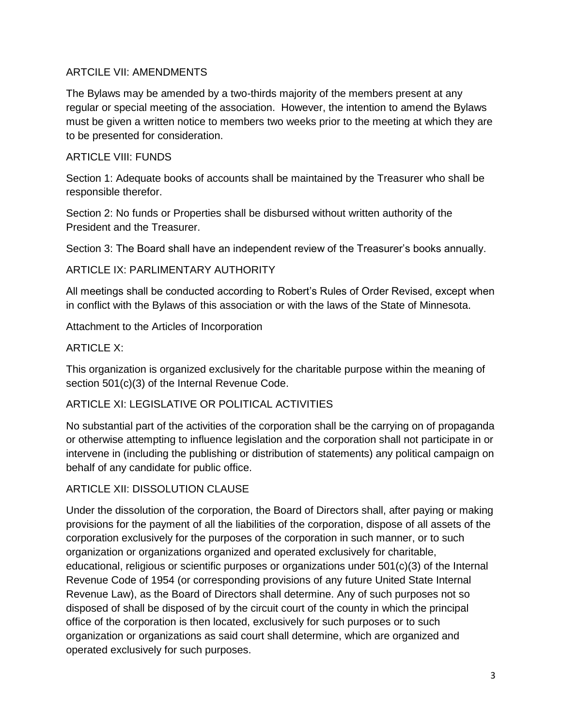ARTCILE VII: AMENDMENTS

The Bylaws may be amended by a two-thirds majority of the members present at any regular or special meeting of the association. However, the intention to amend the Bylaws must be given a written notice to members two weeks prior to the meeting at which they are to be presented for consideration.

ARTICLE VIII: FUNDS

Section 1: Adequate books of accounts shall be maintained by the Treasurer who shall be responsible therefor.

Section 2: No funds or Properties shall be disbursed without written authority of the President and the Treasurer.

Section 3: The Board shall have an independent review of the Treasurer's books annually.

ARTICLE IX: PARLIMENTARY AUTHORITY

All meetings shall be conducted according to Robert's Rules of Order Revised, except when in conflict with the Bylaws of this association or with the laws of the State of Minnesota.

Attachment to the Articles of Incorporation

ARTICLE X:

This organization is organized exclusively for the charitable purpose within the meaning of section 501(c)(3) of the Internal Revenue Code.

ARTICLE XI: LEGISLATIVE OR POLITICAL ACTIVITIES

No substantial part of the activities of the corporation shall be the carrying on of propaganda or otherwise attempting to influence legislation and the corporation shall not participate in or intervene in (including the publishing or distribution of statements) any political campaign on behalf of any candidate for public office.

ARTICLE XII: DISSOLUTION CLAUSE

Under the dissolution of the corporation, the Board of Directors shall, after paying or making provisions for the payment of all the liabilities of the corporation, dispose of all assets of the corporation exclusively for the purposes of the corporation in such manner, or to such organization or organizations organized and operated exclusively for charitable, educational, religious or scientific purposes or organizations under 501(c)(3) of the Internal Revenue Code of 1954 (or corresponding provisions of any future United State Internal Revenue Law), as the Board of Directors shall determine. Any of such purposes not so disposed of shall be disposed of by the circuit court of the county in which the principal office of the corporation is then located, exclusively for such purposes or to such organization or organizations as said court shall determine, which are organized and operated exclusively for such purposes.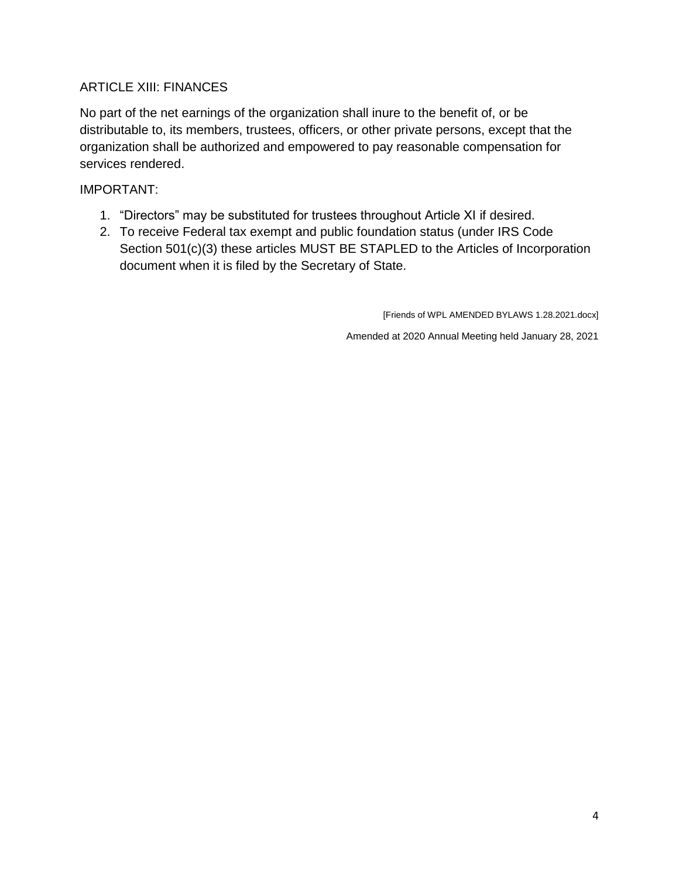## ARTICLE XIII: FINANCES

No part of the net earnings of the organization shall inure to the benefit of, or be distributable to, its members, trustees, officers, or other private persons, except that the organization shall be authorized and empowered to pay reasonable compensation for services rendered.

IMPORTANT:

1. "Directors" may be substituted for trustees throughout Article XI if desired.
2. To receive Federal tax exempt and public foundation status (under IRS Code Section 501(c)(3) these articles MUST BE STAPLED to the Articles of Incorporation document when it is filed by the Secretary of State.

[Friends of WPL AMENDED BYLAWS 1.28.2021.docx]

Amended at 2020 Annual Meeting held January 28, 2021